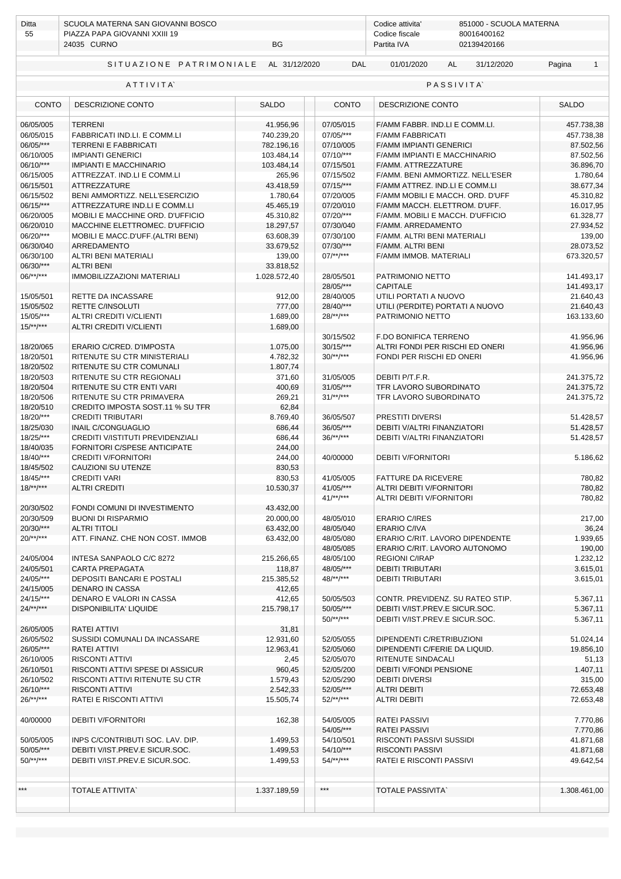| Ditta | SCUOLA MATERNA SAN GIOVANNI BOSCO | Codice attivita' | 851000 - SCUOLA MATERNA |
|---|---|---|---|
| 55 | PIAZZA PAPA GIOVANNI XXIII 19 | Codice fiscale | 80016400162 |
| | 24035 CURNO BG | Partita IVA | 02139420166 |

SITUAZIONE PATRIMONIALE AL 31/12/2020 DAL 01/01/2020 AL 31/12/2020

| ATTIVITA` | | | PASSIVITA` | | |
|---|---|---|---|---|---|
| CONTO | DESCRIZIONE CONTO | SALDO | CONTO | DESCRIZIONE CONTO | SALDO |
| 06/05/005 | TERRENI | 41.956,96 | 07/05/015 | F/AMM FABBR. IND.LI E COMM.LI. | 457.738,38 |
| 06/05/015 | FABBRICATI IND.LI. E COMM.LI | 740.239,20 | 07/05/*** | F/AMM FABBRICATI | 457.738,38 |
| 06/05/*** | TERRENI E FABBRICATI | 782.196,16 | 07/10/005 | F/AMM IMPIANTI GENERICI | 87.502,56 |
| 06/10/005 | IMPIANTI GENERICI | 103.484,14 | 07/10/*** | F/AMM IMPIANTI E MACCHINARIO | 87.502,56 |
| 06/10/*** | IMPIANTI E MACCHINARIO | 103.484,14 | 07/15/501 | F/AMM. ATTREZZATURE | 36.896,70 |
| 06/15/005 | ATTREZZAT. IND.LI E COMM.LI | 265,96 | 07/15/502 | F/AMM. BENI AMMORTIZZ. NELL'ESER | 1.780,64 |
| 06/15/501 | ATTREZZATURE | 43.418,59 | 07/15/*** | F/AMM ATTREZ. IND.LI E COMM.LI | 38.677,34 |
| 06/15/502 | BENI AMMORTIZZ. NELL'ESERCIZIO | 1.780,64 | 07/20/005 | F/AMM MOBILI E MACCH. ORD. D'UFF | 45.310,82 |
| 06/15/*** | ATTREZZATURE IND.LI E COMM.LI | 45.465,19 | 07/20/010 | F/AMM MACCH. ELETTROM. D'UFF. | 16.017,95 |
| 06/20/005 | MOBILI E MACCHINE ORD. D'UFFICIO | 45.310,82 | 07/20/*** | F/AMM. MOBILI E MACCH. D'UFFICIO | 61.328,77 |
| 06/20/010 | MACCHINE ELETTROMEC. D'UFFICIO | 18.297,57 | 07/30/040 | F/AMM. ARREDAMENTO | 27.934,52 |
| 06/20/*** | MOBILI E MACC.D'UFF.(ALTRI BENI) | 63.608,39 | 07/30/100 | F/AMM. ALTRI BENI MATERIALI | 139,00 |
| 06/30/040 | ARREDAMENTO | 33.679,52 | 07/30/*** | F/AMM. ALTRI BENI | 28.073,52 |
| 06/30/100 | ALTRI BENI MATERIALI | 139,00 | 07/**/*** | F/AMM IMMOB. MATERIALI | 673.320,57 |
| 06/30/*** | ALTRI BENI | 33.818,52 | | | |
| 06/**/*** | IMMOBILIZZAZIONI MATERIALI | 1.028.572,40 | 28/05/501 | PATRIMONIO NETTO | 141.493,17 |
| | | | 28/05/*** | CAPITALE | 141.493,17 |
| 15/05/501 | RETTE DA INCASSARE | 912,00 | 28/40/005 | UTILI PORTATI A NUOVO | 21.640,43 |
| 15/05/502 | RETTE C/INSOLUTI | 777,00 | 28/40/*** | UTILI (PERDITE) PORTATI A NUOVO | 21.640,43 |
| 15/05/*** | ALTRI CREDITI V/CLIENTI | 1.689,00 | 28/**/*** | PATRIMONIO NETTO | 163.133,60 |
| 15/**/*** | ALTRI CREDITI V/CLIENTI | 1.689,00 | | | |
| | | | 30/15/502 | F.DO BONIFICA TERRENO | 41.956,96 |
| 18/20/065 | ERARIO C/CRED. D'IMPOSTA | 1.075,00 | 30/15/*** | ALTRI FONDI PER RISCHI ED ONERI | 41.956,96 |
| 18/20/501 | RITENUTE SU CTR MINISTERIALI | 4.782,32 | 30/**/*** | FONDI PER RISCHI ED ONERI | 41.956,96 |
| 18/20/502 | RITENUTE SU CTR COMUNALI | 1.807,74 | | | |
| 18/20/503 | RITENUTE SU CTR REGIONALI | 371,60 | 31/05/005 | DEBITI P/T.F.R. | 241.375,72 |
| 18/20/504 | RITENUTE SU CTR ENTI VARI | 400,69 | 31/05/*** | TFR LAVORO SUBORDINATO | 241.375,72 |
| 18/20/506 | RITENUTE SU CTR PRIMAVERA | 269,21 | 31/**/*** | TFR LAVORO SUBORDINATO | 241.375,72 |
| 18/20/510 | CREDITO IMPOSTA SOST.11 % SU TFR | 62,84 | | | |
| 18/20/*** | CREDITI TRIBUTARI | 8.769,40 | 36/05/507 | PRESTITI DIVERSI | 51.428,57 |
| 18/25/030 | INAIL C/CONGUAGLIO | 686,44 | 36/05/*** | DEBITI V/ALTRI FINANZIATORI | 51.428,57 |
| 18/25/*** | CREDITI V/ISTITUTI PREVIDENZIALI | 686,44 | 36/**/*** | DEBITI V/ALTRI FINANZIATORI | 51.428,57 |
| 18/40/035 | FORNITORI C/SPESE ANTICIPATE | 244,00 | | | |
| 18/40/*** | CREDITI V/FORNITORI | 244,00 | 40/00000 | DEBITI V/FORNITORI | 5.186,62 |
| 18/45/502 | CAUZIONI SU UTENZE | 830,53 | | | |
| 18/45/*** | CREDITI VARI | 830,53 | 41/05/005 | FATTURE DA RICEVERE | 780,82 |
| 18/**/*** | ALTRI CREDITI | 10.530,37 | 41/05/*** | ALTRI DEBITI V/FORNITORI | 780,82 |
| | | | 41/**/*** | ALTRI DEBITI V/FORNITORI | 780,82 |
| 20/30/502 | FONDI COMUNI DI INVESTIMENTO | 43.432,00 | | | |
| 20/30/509 | BUONI DI RISPARMIO | 20.000,00 | 48/05/010 | ERARIO C/IRES | 217,00 |
| 20/30/*** | ALTRI TITOLI | 63.432,00 | 48/05/040 | ERARIO C/IVA | 36,24 |
| 20/**/*** | ATT. FINANZ. CHE NON COST. IMMOB | 63.432,00 | 48/05/080 | ERARIO C/RIT. LAVORO DIPENDENTE | 1.939,65 |
| | | | 48/05/085 | ERARIO C/RIT. LAVORO AUTONOMO | 190,00 |
| 24/05/004 | INTESA SANPAOLO C/C 8272 | 215.266,65 | 48/05/100 | REGIONI C/IRAP | 1.232,12 |
| 24/05/501 | CARTA PREPAGATA | 118,87 | 48/05/*** | DEBITI TRIBUTARI | 3.615,01 |
| 24/05/*** | DEPOSITI BANCARI E POSTALI | 215.385,52 | 48/**/*** | DEBITI TRIBUTARI | 3.615,01 |
| 24/15/005 | DENARO IN CASSA | 412,65 | | | |
| 24/15/*** | DENARO E VALORI IN CASSA | 412,65 | 50/05/503 | CONTR. PREVIDENZ. SU RATEO STIP. | 5.367,11 |
| 24/**/*** | DISPONIBILITA' LIQUIDE | 215.798,17 | 50/05/*** | DEBITI V/IST.PREV.E SICUR.SOC. | 5.367,11 |
| | | | 50/**/*** | DEBITI V/IST.PREV.E SICUR.SOC. | 5.367,11 |
| 26/05/005 | RATEI ATTIVI | 31,81 | | | |
| 26/05/502 | SUSSIDI COMUNALI DA INCASSARE | 12.931,60 | 52/05/055 | DIPENDENTI C/RETRIBUZIONI | 51.024,14 |
| 26/05/*** | RATEI ATTIVI | 12.963,41 | 52/05/060 | DIPENDENTI C/FERIE DA LIQUID. | 19.856,10 |
| 26/10/005 | RISCONTI ATTIVI | 2,45 | 52/05/070 | RITENUTE SINDACALI | 51,13 |
| 26/10/501 | RISCONTI ATTIVI SPESE DI ASSICUR | 960,45 | 52/05/200 | DEBITI V/FONDI PENSIONE | 1.407,11 |
| 26/10/502 | RISCONTI ATTIVI RITENUTE SU CTR | 1.579,43 | 52/05/290 | DEBITI DIVERSI | 315,00 |
| 26/10/*** | RISCONTI ATTIVI | 2.542,33 | 52/05/*** | ALTRI DEBITI | 72.653,48 |
| 26/**/*** | RATEI E RISCONTI ATTIVI | 15.505,74 | 52/**/*** | ALTRI DEBITI | 72.653,48 |
| | | | | | |
| 40/00000 | DEBITI V/FORNITORI | 162,38 | 54/05/005 | RATEI PASSIVI | 7.770,86 |
| | | | 54/05/*** | RATEI PASSIVI | 7.770,86 |
| 50/05/005 | INPS C/CONTRIBUTI SOC. LAV. DIP. | 1.499,53 | 54/10/501 | RISCONTI PASSIVI SUSSIDI | 41.871,68 |
| 50/05/*** | DEBITI V/IST.PREV.E SICUR.SOC. | 1.499,53 | 54/10/*** | RISCONTI PASSIVI | 41.871,68 |
| 50/**/*** | DEBITI V/IST.PREV.E SICUR.SOC. | 1.499,53 | 54/**/*** | RATEI E RISCONTI PASSIVI | 49.642,54 |
| | | | | | |
| *** | TOTALE ATTIVITA` | 1.337.189,59 | *** | TOTALE PASSIVITA` | 1.308.461,00 |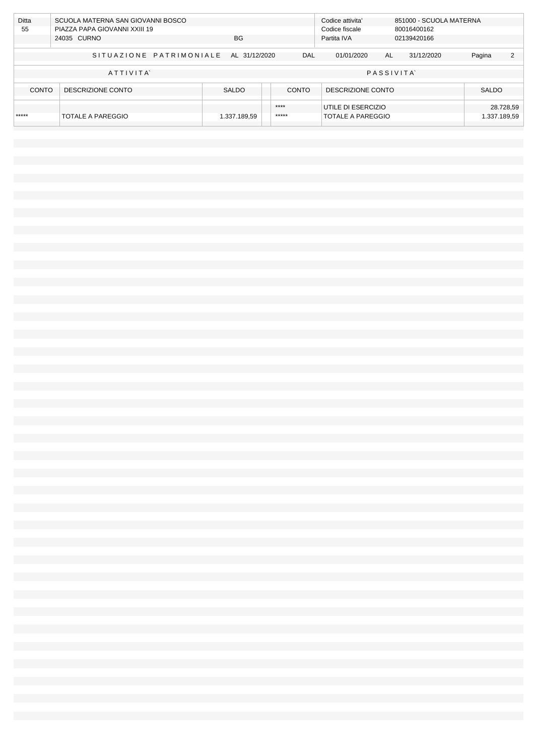| Ditta | SCUOLA MATERNA SAN GIOVANNI BOSCO | | Codice attivita' | 851000 - SCUOLA MATERNA |
|---|---|---|---|---|
| 55 | PIAZZA PAPA GIOVANNI XXIII 19 | | Codice fiscale | 80016400162 |
| | 24035 CURNO | BG | Partita IVA | 02139420166 |

SITUAZIONE PATRIMONIALE AL 31/12/2020 DAL 01/01/2020 AL 31/12/2020

| ATTIVITA` | | | | PASSIVITA` | | |
|---|---|---|---|---|---|---|
| CONTO | DESCRIZIONE CONTO | SALDO | | CONTO | DESCRIZIONE CONTO | SALDO |
| | | | | **** | UTILE DI ESERCIZIO | 28.728,59 |
| ***** | TOTALE A PAREGGIO | 1.337.189,59 | | ***** | TOTALE A PAREGGIO | 1.337.189,59 |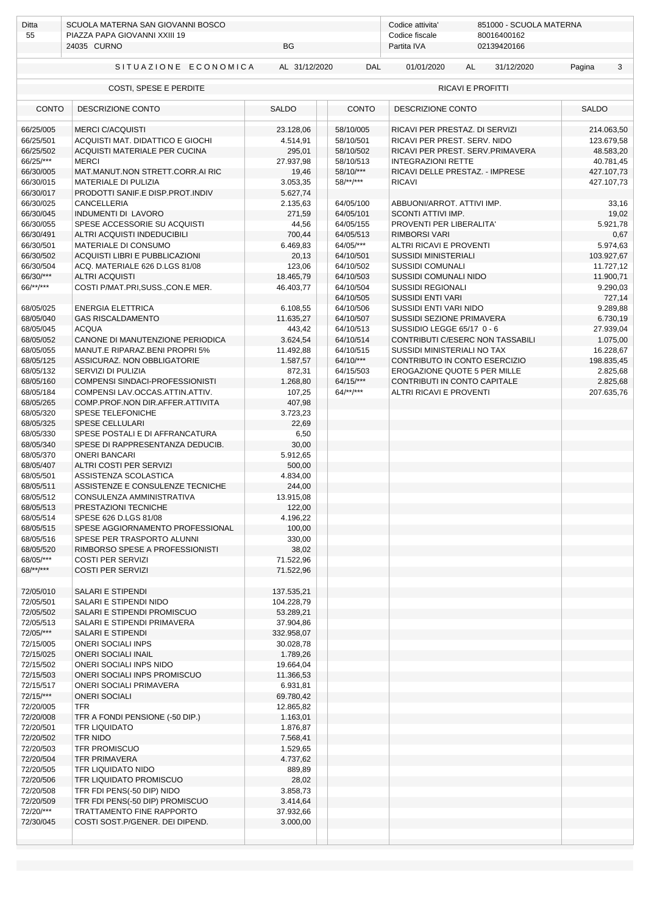| Ditta | SCUOLA MATERNA SAN GIOVANNI BOSCO | | Codice attivita' | 851000 - SCUOLA MATERNA |
|---|---|---|---|---|
| 55 | PIAZZA PAPA GIOVANNI XXIII 19 | | Codice fiscale | 80016400162 |
| | 24035 CURNO | BG | Partita IVA | 02139420166 |

## SITUAZIONE ECONOMICA AL 31/12/2020 DAL 01/01/2020 AL 31/12/2020

| COSTI, SPESE E PERDITE | | | RICAVI E PROFITTI | | |
|---|---|---|---|---|---|
| CONTO | DESCRIZIONE CONTO | SALDO | CONTO | DESCRIZIONE CONTO | SALDO |
| 66/25/005 | MERCI C/ACQUISTI | 23.128,06 | 58/10/005 | RICAVI PER PRESTAZ. DI SERVIZI | 214.063,50 |
| 66/25/501 | ACQUISTI MAT. DIDATTICO E GIOCHI | 4.514,91 | 58/10/501 | RICAVI PER PREST. SERV. NIDO | 123.679,58 |
| 66/25/502 | ACQUISTI MATERIALE PER CUCINA | 295,01 | 58/10/502 | RICAVI PER PREST. SERV.PRIMAVERA | 48.583,20 |
| 66/25/*** | MERCI | 27.937,98 | 58/10/513 | INTEGRAZIONI RETTE | 40.781,45 |
| 66/30/005 | MAT.MANUT.NON STRETT.CORR.AI RIC | 19,46 | 58/10/*** | RICAVI DELLE PRESTAZ. - IMPRESE | 427.107,73 |
| 66/30/015 | MATERIALE DI PULIZIA | 3.053,35 | 58/**/*** | RICAVI | 427.107,73 |
| 66/30/017 | PRODOTTI SANIF.E DISP.PROT.INDIV | 5.627,74 | | | |
| 66/30/025 | CANCELLERIA | 2.135,63 | 64/05/100 | ABBUONI/ARROT. ATTIVI IMP. | 33,16 |
| 66/30/045 | INDUMENTI DI LAVORO | 271,59 | 64/05/101 | SCONTI ATTIVI IMP. | 19,02 |
| 66/30/055 | SPESE ACCESSORIE SU ACQUISTI | 44,56 | 64/05/155 | PROVENTI PER LIBERALITA' | 5.921,78 |
| 66/30/491 | ALTRI ACQUISTI INDEDUCIBILI | 700,44 | 64/05/513 | RIMBORSI VARI | 0,67 |
| 66/30/501 | MATERIALE DI CONSUMO | 6.469,83 | 64/05/*** | ALTRI RICAVI E PROVENTI | 5.974,63 |
| 66/30/502 | ACQUISTI LIBRI E PUBBLICAZIONI | 20,13 | 64/10/501 | SUSSIDI MINISTERIALI | 103.927,67 |
| 66/30/504 | ACQ. MATERIALE 626 D.LGS 81/08 | 123,06 | 64/10/502 | SUSSIDI COMUNALI | 11.727,12 |
| 66/30/*** | ALTRI ACQUISTI | 18.465,79 | 64/10/503 | SUSSIDI COMUNALI NIDO | 11.900,71 |
| 66/**/*** | COSTI P/MAT.PRI,SUSS.,CON.E MER. | 46.403,77 | 64/10/504 | SUSSIDI REGIONALI | 9.290,03 |
| | | | 64/10/505 | SUSSIDI ENTI VARI | 727,14 |
| 68/05/025 | ENERGIA ELETTRICA | 6.108,55 | 64/10/506 | SUSSIDI ENTI VARI NIDO | 9.289,88 |
| 68/05/040 | GAS RISCALDAMENTO | 11.635,27 | 64/10/507 | SUSSIDI SEZIONE PRIMAVERA | 6.730,19 |
| 68/05/045 | ACQUA | 443,42 | 64/10/513 | SUSSIDIO LEGGE 65/17 0 - 6 | 27.939,04 |
| 68/05/052 | CANONE DI MANUTENZIONE PERIODICA | 3.624,54 | 64/10/514 | CONTRIBUTI C/ESERC NON TASSABILI | 1.075,00 |
| 68/05/055 | MANUT.E RIPARAZ.BENI PROPRI 5% | 11.492,88 | 64/10/515 | SUSSIDI MINISTERIALI NO TAX | 16.228,67 |
| 68/05/125 | ASSICURAZ. NON OBBLIGATORIE | 1.587,57 | 64/10/*** | CONTRIBUTO IN CONTO ESERCIZIO | 198.835,45 |
| 68/05/132 | SERVIZI DI PULIZIA | 872,31 | 64/15/503 | EROGAZIONE QUOTE 5 PER MILLE | 2.825,68 |
| 68/05/160 | COMPENSI SINDACI-PROFESSIONISTI | 1.268,80 | 64/15/*** | CONTRIBUTI IN CONTO CAPITALE | 2.825,68 |
| 68/05/184 | COMPENSI LAV.OCCAS.ATTIN.ATTIV. | 107,25 | 64/**/*** | ALTRI RICAVI E PROVENTI | 207.635,76 |
| 68/05/265 | COMP.PROF.NON DIR.AFFER.ATTIVITA | 407,98 | | | |
| 68/05/320 | SPESE TELEFONICHE | 3.723,23 | | | |
| 68/05/325 | SPESE CELLULARI | 22,69 | | | |
| 68/05/330 | SPESE POSTALI E DI AFFRANCATURA | 6,50 | | | |
| 68/05/340 | SPESE DI RAPPRESENTANZA DEDUCIB. | 30,00 | | | |
| 68/05/370 | ONERI BANCARI | 5.912,65 | | | |
| 68/05/407 | ALTRI COSTI PER SERVIZI | 500,00 | | | |
| 68/05/501 | ASSISTENZA SCOLASTICA | 4.834,00 | | | |
| 68/05/511 | ASSISTENZE E CONSULENZE TECNICHE | 244,00 | | | |
| 68/05/512 | CONSULENZA AMMINISTRATIVA | 13.915,08 | | | |
| 68/05/513 | PRESTAZIONI TECNICHE | 122,00 | | | |
| 68/05/514 | SPESE 626 D.LGS 81/08 | 4.196,22 | | | |
| 68/05/515 | SPESE AGGIORNAMENTO PROFESSIONAL | 100,00 | | | |
| 68/05/516 | SPESE PER TRASPORTO ALUNNI | 330,00 | | | |
| 68/05/520 | RIMBORSO SPESE A PROFESSIONISTI | 38,02 | | | |
| 68/05/*** | COSTI PER SERVIZI | 71.522,96 | | | |
| 68/**/*** | COSTI PER SERVIZI | 71.522,96 | | | |
| | | | | | |
| 72/05/010 | SALARI E STIPENDI | 137.535,21 | | | |
| 72/05/501 | SALARI E STIPENDI NIDO | 104.228,79 | | | |
| 72/05/502 | SALARI E STIPENDI PROMISCUO | 53.289,21 | | | |
| 72/05/513 | SALARI E STIPENDI PRIMAVERA | 37.904,86 | | | |
| 72/05/*** | SALARI E STIPENDI | 332.958,07 | | | |
| 72/15/005 | ONERI SOCIALI INPS | 30.028,78 | | | |
| 72/15/025 | ONERI SOCIALI INAIL | 1.789,26 | | | |
| 72/15/502 | ONERI SOCIALI INPS NIDO | 19.664,04 | | | |
| 72/15/503 | ONERI SOCIALI INPS PROMISCUO | 11.366,53 | | | |
| 72/15/517 | ONERI SOCIALI PRIMAVERA | 6.931,81 | | | |
| 72/15/*** | ONERI SOCIALI | 69.780,42 | | | |
| 72/20/005 | TFR | 12.865,82 | | | |
| 72/20/008 | TFR A FONDI PENSIONE (-50 DIP.) | 1.163,01 | | | |
| 72/20/501 | TFR LIQUIDATO | 1.876,87 | | | |
| 72/20/502 | TFR NIDO | 7.568,41 | | | |
| 72/20/503 | TFR PROMISCUO | 1.529,65 | | | |
| 72/20/504 | TFR PRIMAVERA | 4.737,62 | | | |
| 72/20/505 | TFR LIQUIDATO NIDO | 889,89 | | | |
| 72/20/506 | TFR LIQUIDATO PROMISCUO | 28,02 | | | |
| 72/20/508 | TFR FDI PENS(-50 DIP) NIDO | 3.858,73 | | | |
| 72/20/509 | TFR FDI PENS(-50 DIP) PROMISCUO | 3.414,64 | | | |
| 72/20/*** | TRATTAMENTO FINE RAPPORTO | 37.932,66 | | | |
| 72/30/045 | COSTI SOST.P/GENER. DEI DIPEND. | 3.000,00 | | | |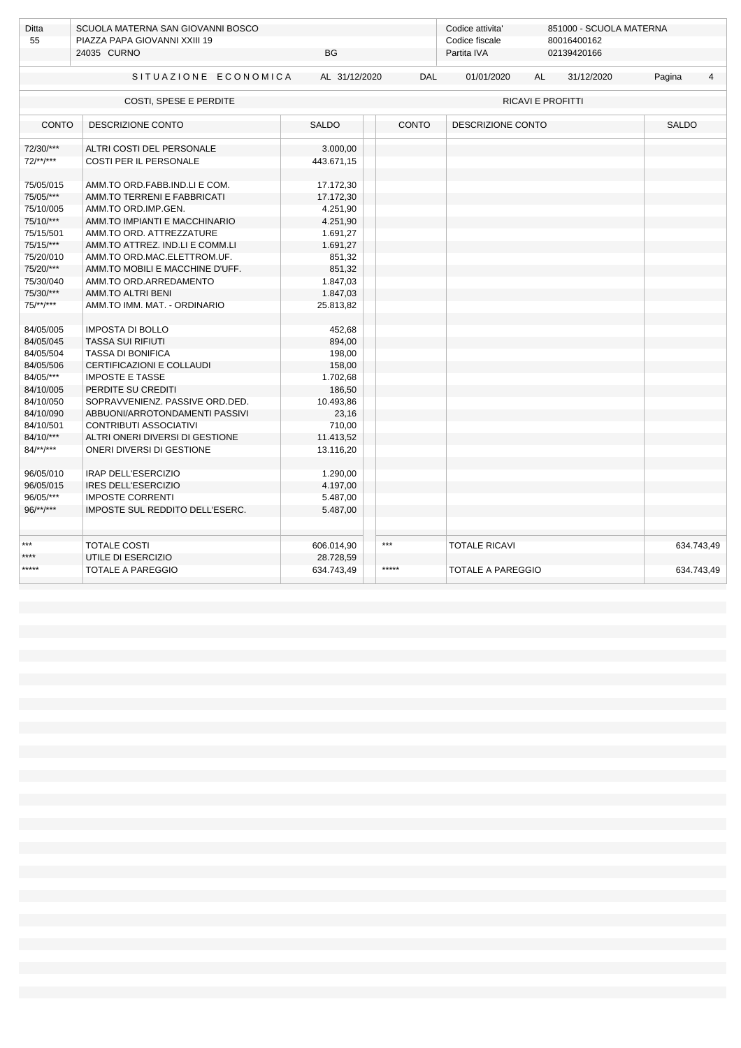| Ditta | SCUOLA MATERNA SAN GIOVANNI BOSCO | Codice attivita' | 851000 - SCUOLA MATERNA |
|---|---|---|---|
| 55 | PIAZZA PAPA GIOVANNI XXIII 19 | Codice fiscale | 80016400162 |
| | 24035 CURNO BG | Partita IVA | 02139420166 |

SITUAZIONE ECONOMICA AL 31/12/2020 DAL 01/01/2020 AL 31/12/2020

| COSTI, SPESE E PERDITE | | | RICAVI E PROFITTI | | |
|---|---|---|---|---|---|
| CONTO | DESCRIZIONE CONTO | SALDO | CONTO | DESCRIZIONE CONTO | SALDO |
| 72/30/*** | ALTRI COSTI DEL PERSONALE | 3.000,00 | | | |
| 72/**/*** | COSTI PER IL PERSONALE | 443.671,15 | | | |
| 75/05/015 | AMM.TO ORD.FABB.IND.LI E COM. | 17.172,30 | | | |
| 75/05/*** | AMM.TO TERRENI E FABBRICATI | 17.172,30 | | | |
| 75/10/005 | AMM.TO ORD.IMP.GEN. | 4.251,90 | | | |
| 75/10/*** | AMM.TO IMPIANTI E MACCHINARIO | 4.251,90 | | | |
| 75/15/501 | AMM.TO ORD. ATTREZZATURE | 1.691,27 | | | |
| 75/15/*** | AMM.TO ATTREZ. IND.LI E COMM.LI | 1.691,27 | | | |
| 75/20/010 | AMM.TO ORD.MAC.ELETTROM.UF. | 851,32 | | | |
| 75/20/*** | AMM.TO MOBILI E MACCHINE D'UFF. | 851,32 | | | |
| 75/30/040 | AMM.TO ORD.ARREDAMENTO | 1.847,03 | | | |
| 75/30/*** | AMM.TO ALTRI BENI | 1.847,03 | | | |
| 75/**/*** | AMM.TO IMM. MAT. - ORDINARIO | 25.813,82 | | | |
| 84/05/005 | IMPOSTA DI BOLLO | 452,68 | | | |
| 84/05/045 | TASSA SUI RIFIUTI | 894,00 | | | |
| 84/05/504 | TASSA DI BONIFICA | 198,00 | | | |
| 84/05/506 | CERTIFICAZIONI E COLLAUDI | 158,00 | | | |
| 84/05/*** | IMPOSTE E TASSE | 1.702,68 | | | |
| 84/10/005 | PERDITE SU CREDITI | 186,50 | | | |
| 84/10/050 | SOPRAVVENIENZ. PASSIVE ORD.DED. | 10.493,86 | | | |
| 84/10/090 | ABBUONI/ARROTONDAMENTI PASSIVI | 23,16 | | | |
| 84/10/501 | CONTRIBUTI ASSOCIATIVI | 710,00 | | | |
| 84/10/*** | ALTRI ONERI DIVERSI DI GESTIONE | 11.413,52 | | | |
| 84/**/*** | ONERI DIVERSI DI GESTIONE | 13.116,20 | | | |
| 96/05/010 | IRAP DELL'ESERCIZIO | 1.290,00 | | | |
| 96/05/015 | IRES DELL'ESERCIZIO | 4.197,00 | | | |
| 96/05/*** | IMPOSTE CORRENTI | 5.487,00 | | | |
| 96/**/*** | IMPOSTE SUL REDDITO DELL'ESERC. | 5.487,00 | | | |
| *** | TOTALE COSTI | 606.014,90 | *** | TOTALE RICAVI | 634.743,49 |
| **** | UTILE DI ESERCIZIO | 28.728,59 | | | |
| ***** | TOTALE A PAREGGIO | 634.743,49 | ***** | TOTALE A PAREGGIO | 634.743,49 |